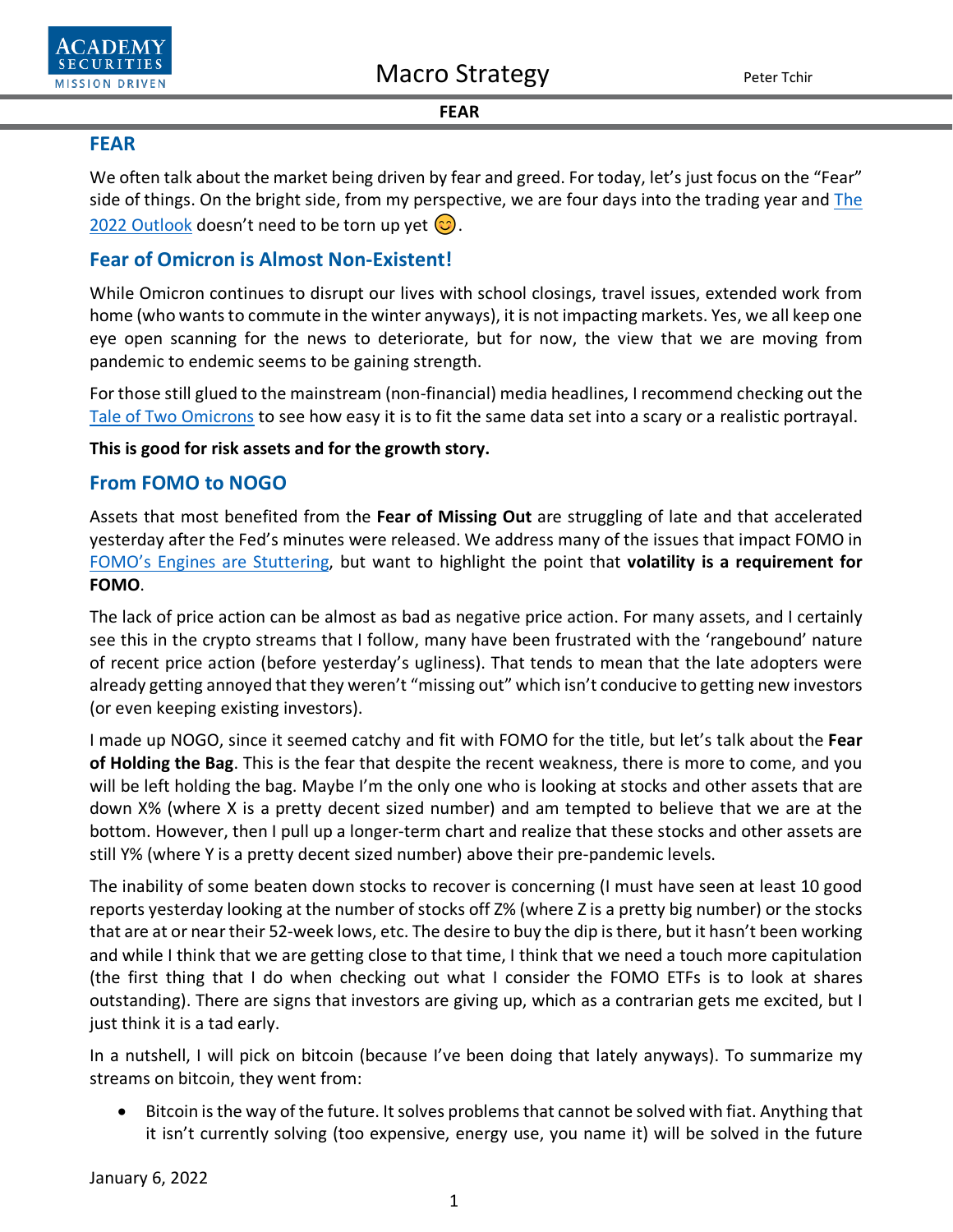# FEAR

We often talk about the market being driven by fear and greed. For today, let's just focus on the "Fear" side of things. On the bright side, from my perspective, we are four days into the trading year and The 2022 Outlook doesn't need to be torn up yet 😊.

## Fear of Omicron is Almost Non-Existent!

While Omicron continues to disrupt our lives with school closings, travel issues, extended work from home (who wants to commute in the winter anyways), it is not impacting markets. Yes, we all keep one eye open scanning for the news to deteriorate, but for now, the view that we are moving from pandemic to endemic seems to be gaining strength.

For those still glued to the mainstream (non-financial) media headlines, I recommend checking out the Tale of Two Omicrons to see how easy it is to fit the same data set into a scary or a realistic portrayal.

**This is good for risk assets and for the growth story.**

## From FOMO to NOGO

Assets that most benefited from the **Fear of Missing Out** are struggling of late and that accelerated yesterday after the Fed's minutes were released. We address many of the issues that impact FOMO in FOMO's Engines are Stuttering, but want to highlight the point that **volatility is a requirement for FOMO**.

The lack of price action can be almost as bad as negative price action. For many assets, and I certainly see this in the crypto streams that I follow, many have been frustrated with the 'rangebound' nature of recent price action (before yesterday's ugliness). That tends to mean that the late adopters were already getting annoyed that they weren't "missing out" which isn't conducive to getting new investors (or even keeping existing investors).

I made up NOGO, since it seemed catchy and fit with FOMO for the title, but let's talk about the **Fear of Holding the Bag**. This is the fear that despite the recent weakness, there is more to come, and you will be left holding the bag. Maybe I'm the only one who is looking at stocks and other assets that are down X% (where X is a pretty decent sized number) and am tempted to believe that we are at the bottom. However, then I pull up a longer-term chart and realize that these stocks and other assets are still Y% (where Y is a pretty decent sized number) above their pre-pandemic levels.

The inability of some beaten down stocks to recover is concerning (I must have seen at least 10 good reports yesterday looking at the number of stocks off Z% (where Z is a pretty big number) or the stocks that are at or near their 52-week lows, etc. The desire to buy the dip is there, but it hasn't been working and while I think that we are getting close to that time, I think that we need a touch more capitulation (the first thing that I do when checking out what I consider the FOMO ETFs is to look at shares outstanding). There are signs that investors are giving up, which as a contrarian gets me excited, but I just think it is a tad early.

In a nutshell, I will pick on bitcoin (because I've been doing that lately anyways). To summarize my streams on bitcoin, they went from:

- Bitcoin is the way of the future. It solves problems that cannot be solved with fiat. Anything that it isn't currently solving (too expensive, energy use, you name it) will be solved in the future

January 6, 2022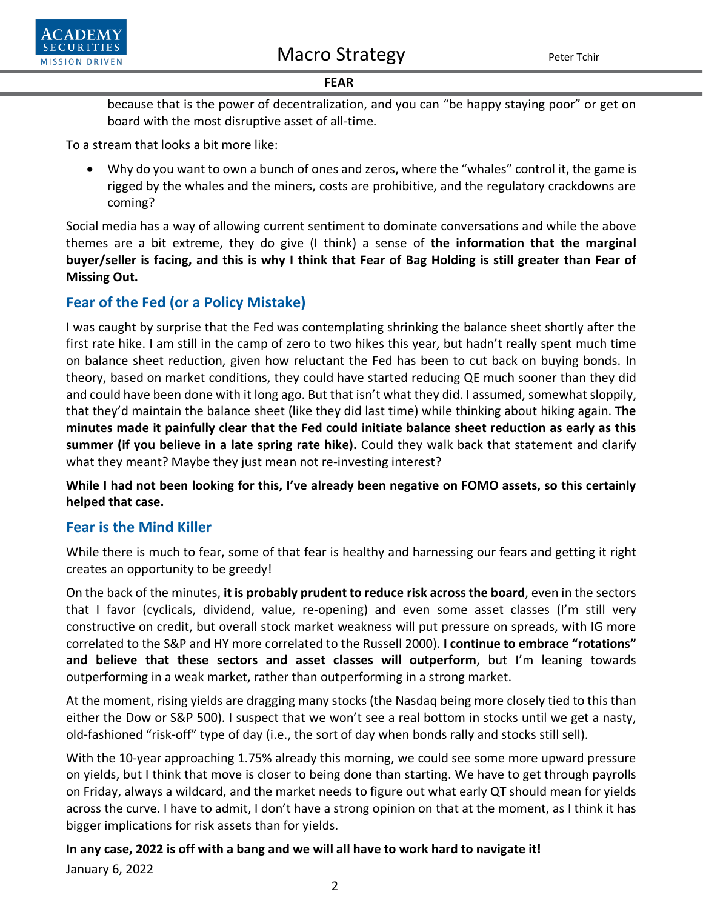because that is the power of decentralization, and you can "be happy staying poor" or get on board with the most disruptive asset of all-time.

To a stream that looks a bit more like:

- Why do you want to own a bunch of ones and zeros, where the "whales" control it, the game is rigged by the whales and the miners, costs are prohibitive, and the regulatory crackdowns are coming?

Social media has a way of allowing current sentiment to dominate conversations and while the above themes are a bit extreme, they do give (I think) a sense of **the information that the marginal buyer/seller is facing, and this is why I think that Fear of Bag Holding is still greater than Fear of Missing Out.**

## Fear of the Fed (or a Policy Mistake)

I was caught by surprise that the Fed was contemplating shrinking the balance sheet shortly after the first rate hike. I am still in the camp of zero to two hikes this year, but hadn't really spent much time on balance sheet reduction, given how reluctant the Fed has been to cut back on buying bonds. In theory, based on market conditions, they could have started reducing QE much sooner than they did and could have been done with it long ago. But that isn't what they did. I assumed, somewhat sloppily, that they'd maintain the balance sheet (like they did last time) while thinking about hiking again. **The minutes made it painfully clear that the Fed could initiate balance sheet reduction as early as this summer (if you believe in a late spring rate hike).** Could they walk back that statement and clarify what they meant? Maybe they just mean not re-investing interest?

**While I had not been looking for this, I've already been negative on FOMO assets, so this certainly helped that case.**

## Fear is the Mind Killer

While there is much to fear, some of that fear is healthy and harnessing our fears and getting it right creates an opportunity to be greedy!

On the back of the minutes, **it is probably prudent to reduce risk across the board**, even in the sectors that I favor (cyclicals, dividend, value, re-opening) and even some asset classes (I'm still very constructive on credit, but overall stock market weakness will put pressure on spreads, with IG more correlated to the S&P and HY more correlated to the Russell 2000). **I continue to embrace "rotations" and believe that these sectors and asset classes will outperform**, but I'm leaning towards outperforming in a weak market, rather than outperforming in a strong market.

At the moment, rising yields are dragging many stocks (the Nasdaq being more closely tied to this than either the Dow or S&P 500). I suspect that we won't see a real bottom in stocks until we get a nasty, old-fashioned "risk-off" type of day (i.e., the sort of day when bonds rally and stocks still sell).

With the 10-year approaching 1.75% already this morning, we could see some more upward pressure on yields, but I think that move is closer to being done than starting. We have to get through payrolls on Friday, always a wildcard, and the market needs to figure out what early QT should mean for yields across the curve. I have to admit, I don't have a strong opinion on that at the moment, as I think it has bigger implications for risk assets than for yields.

**In any case, 2022 is off with a bang and we will all have to work hard to navigate it!**

January 6, 2022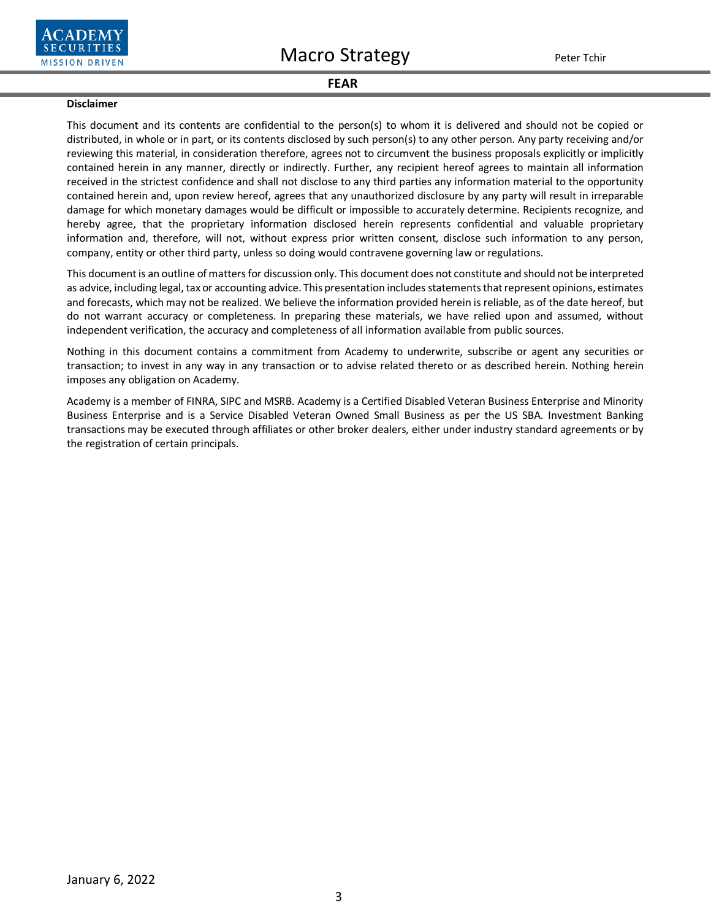**Disclaimer**

This document and its contents are confidential to the person(s) to whom it is delivered and should not be copied or distributed, in whole or in part, or its contents disclosed by such person(s) to any other person. Any party receiving and/or reviewing this material, in consideration therefore, agrees not to circumvent the business proposals explicitly or implicitly contained herein in any manner, directly or indirectly. Further, any recipient hereof agrees to maintain all information received in the strictest confidence and shall not disclose to any third parties any information material to the opportunity contained herein and, upon review hereof, agrees that any unauthorized disclosure by any party will result in irreparable damage for which monetary damages would be difficult or impossible to accurately determine. Recipients recognize, and hereby agree, that the proprietary information disclosed herein represents confidential and valuable proprietary information and, therefore, will not, without express prior written consent, disclose such information to any person, company, entity or other third party, unless so doing would contravene governing law or regulations.

This document is an outline of matters for discussion only. This document does not constitute and should not be interpreted as advice, including legal, tax or accounting advice. This presentation includes statements that represent opinions, estimates and forecasts, which may not be realized. We believe the information provided herein is reliable, as of the date hereof, but do not warrant accuracy or completeness. In preparing these materials, we have relied upon and assumed, without independent verification, the accuracy and completeness of all information available from public sources.

Nothing in this document contains a commitment from Academy to underwrite, subscribe or agent any securities or transaction; to invest in any way in any transaction or to advise related thereto or as described herein. Nothing herein imposes any obligation on Academy.

Academy is a member of FINRA, SIPC and MSRB. Academy is a Certified Disabled Veteran Business Enterprise and Minority Business Enterprise and is a Service Disabled Veteran Owned Small Business as per the US SBA. Investment Banking transactions may be executed through affiliates or other broker dealers, either under industry standard agreements or by the registration of certain principals.